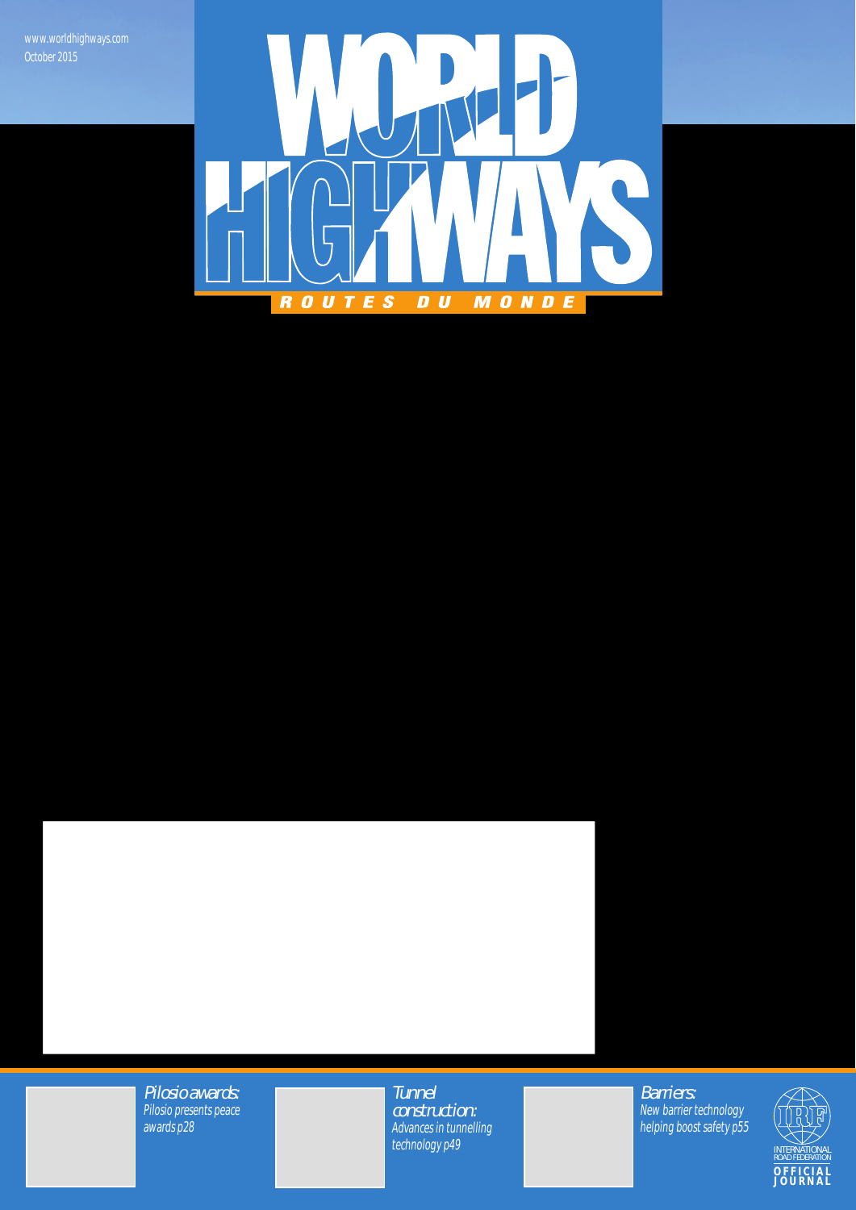www.worldhighways.com
October 2015

# WORLD HIGHWAYS

ROUTES DU MONDE

*Pilosio awards:*
*Pilosio presents peace awards p28*

*Tunnel construction:*
*Advances in tunnelling technology p49*

*Barriers:*
*New barrier technology helping boost safety p55*

INTERNATIONAL ROAD FEDERATION
OFFICIAL JOURNAL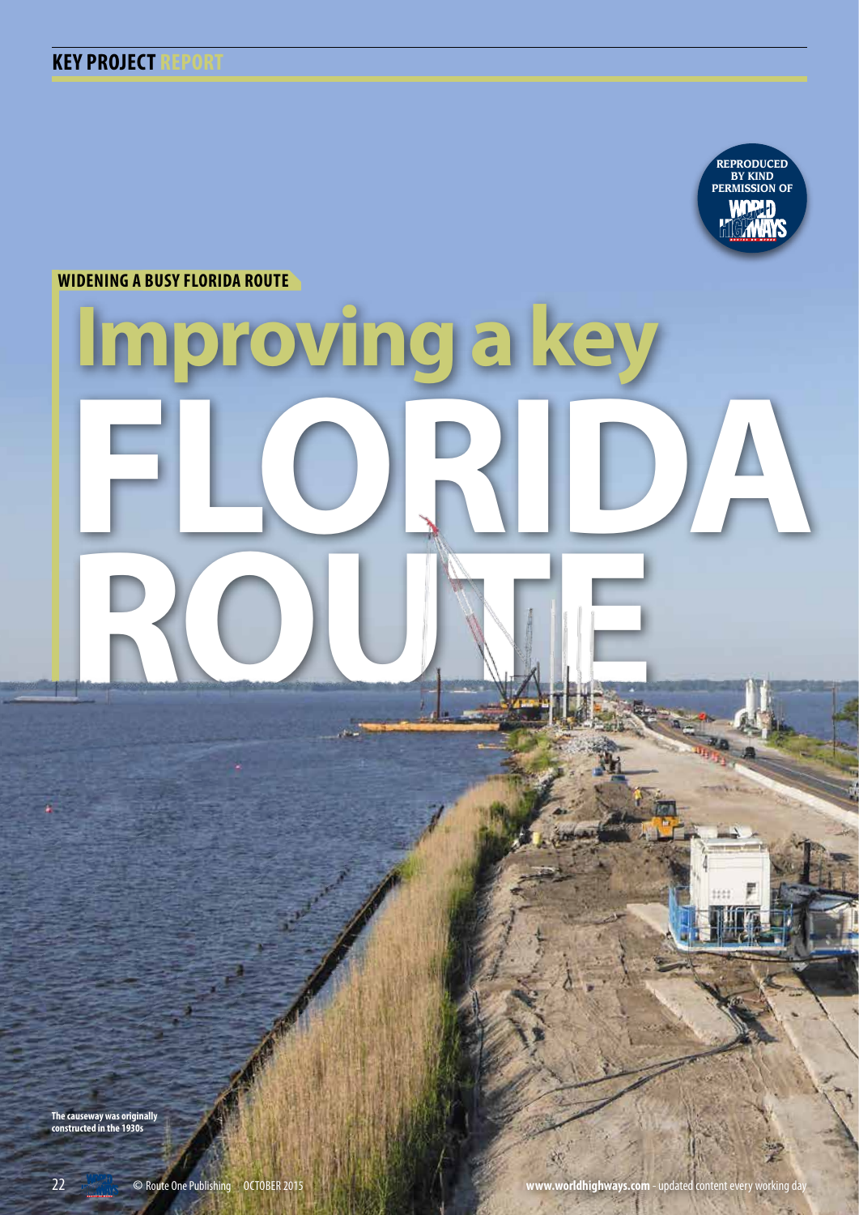KEY PROJECT REPORT

REPRODUCED BY KIND PERMISSION OF WORLD HIGHWAYS

## WIDENING A BUSY FLORIDA ROUTE

# Improving a key FLORIDA ROUTE

The causeway was originally constructed in the 1930s

© Route One Publishing | OCTOBER 2015

www.worldhighways.com - updated content every working day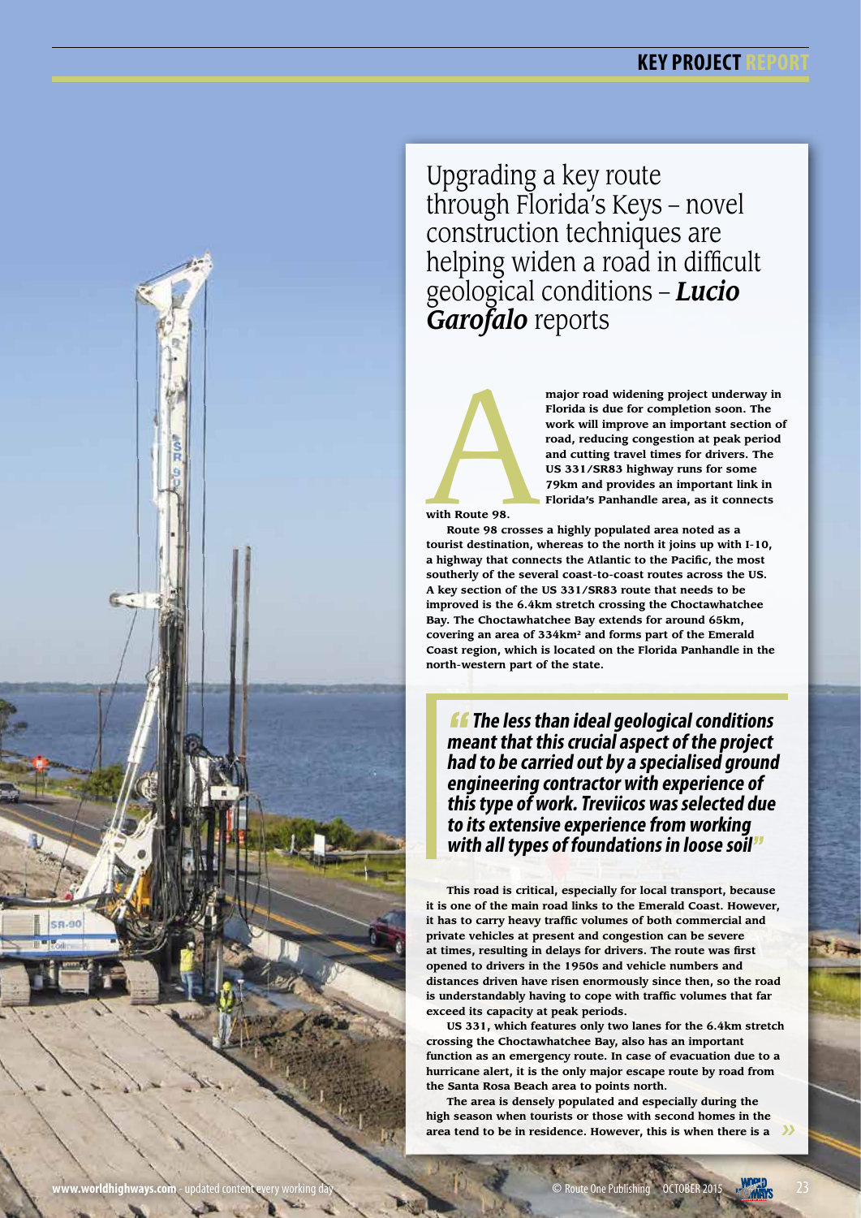# Upgrading a key route through Florida's Keys – novel construction techniques are helping widen a road in difficult geological conditions – *Lucio Garofalo* reports

**A major road widening project underway in Florida is due for completion soon. The work will improve an important section of road, reducing congestion at peak period and cutting travel times for drivers. The US 331/SR83 highway runs for some 79km and provides an important link in Florida's Panhandle area, as it connects with Route 98.**

**Route 98 crosses a highly populated area noted as a tourist destination, whereas to the north it joins up with I-10, a highway that connects the Atlantic to the Pacific, the most southerly of the several coast-to-coast routes across the US. A key section of the US 331/SR83 route that needs to be improved is the 6.4km stretch crossing the Choctawhatchee Bay. The Choctawhatchee Bay extends for around 65km, covering an area of 334km² and forms part of the Emerald Coast region, which is located on the Florida Panhandle in the north-western part of the state.**

> ***"The less than ideal geological conditions meant that this crucial aspect of the project had to be carried out by a specialised ground engineering contractor with experience of this type of work. Treviicos was selected due to its extensive experience from working with all types of foundations in loose soil"***

This road is critical, especially for local transport, because it is one of the main road links to the Emerald Coast. However, it has to carry heavy traffic volumes of both commercial and private vehicles at present and congestion can be severe at times, resulting in delays for drivers. The route was first opened to drivers in the 1950s and vehicle numbers and distances driven have risen enormously since then, so the road is understandably having to cope with traffic volumes that far exceed its capacity at peak periods.

US 331, which features only two lanes for the 6.4km stretch crossing the Choctawhatchee Bay, also has an important function as an emergency route. In case of evacuation due to a hurricane alert, it is the only major escape route by road from the Santa Rosa Beach area to points north.

The area is densely populated and especially during the high season when tourists or those with second homes in the area tend to be in residence. However, this is when there is a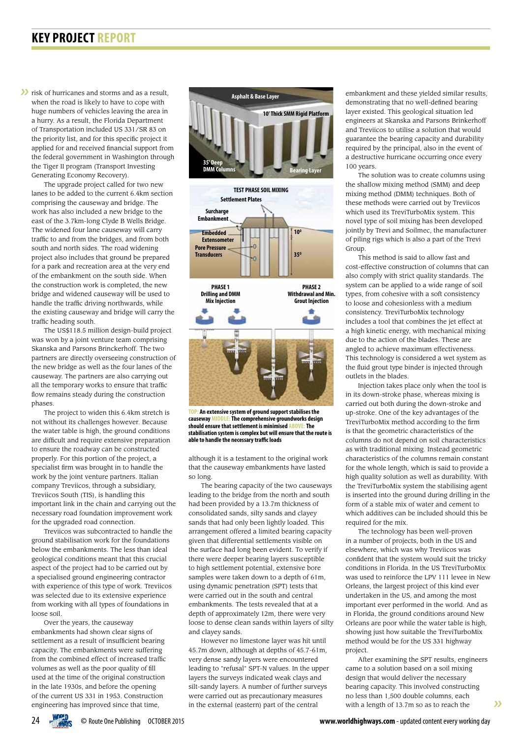risk of hurricanes and storms and as a result, when the road is likely to have to cope with huge numbers of vehicles leaving the area in a hurry. As a result, the Florida Department of Transportation included US 331/SR 83 on the priority list, and for this specific project it applied for and received financial support from the federal government in Washington through the Tiger II program (Transport Investing Generating Economy Recovery).

The upgrade project called for two new lanes to be added to the current 6.4km section comprising the causeway and bridge. The work has also included a new bridge to the east of the 3.7km-long Clyde B Wells Bridge. The widened four lane causeway will carry traffic to and from the bridges, and from both south and north sides. The road widening project also includes that ground be prepared for a park and recreation area at the very end of the embankment on the south side. When the construction work is completed, the new bridge and widened causeway will be used to handle the traffic driving northwards, while the existing causeway and bridge will carry the traffic heading south.

The US$118.5 million design-build project was won by a joint venture team comprising Skanska and Parsons Brinckerhoff. The two partners are directly overseeing construction of the new bridge as well as the four lanes of the causeway. The partners are also carrying out all the temporary works to ensure that traffic flow remains steady during the construction phases.

The project to widen this 6.4km stretch is not without its challenges however. Because the water table is high, the ground conditions are difficult and require extensive preparation to ensure the roadway can be constructed properly. For this portion of the project, a specialist firm was brought in to handle the work by the joint venture partners. Italian company Treviicos, through a subsidiary, Treviicos South (TIS), is handling this important link in the chain and carrying out the necessary road foundation improvement work for the upgraded road connection.

Treviicos was subcontracted to handle the ground stabilisation work for the foundations below the embankments. The less than ideal geological conditions meant that this crucial aspect of the project had to be carried out by a specialised ground engineering contractor with experience of this type of work. Treviicos was selected due to its extensive experience from working with all types of foundations in loose soil.

Over the years, the causeway embankments had shown clear signs of settlement as a result of insufficient bearing capacity. The embankments were suffering from the combined effect of increased traffic volumes as well as the poor quality of fill used at the time of the original construction in the late 1930s, and before the opening of the current US 331 in 1953. Construction engineering has improved since that time, although it is a testament to the original work that the causeway embankments have lasted so long.

The bearing capacity of the two causeways leading to the bridge from the north and south had been provided by a 13.7m thickness of consolidated sands, silty sands and clayey sands that had only been lightly loaded. This arrangement offered a limited bearing capacity given that differential settlements visible on the surface had long been evident. To verify if there were deeper bearing layers susceptible to high settlement potential, extensive bore samples were taken down to a depth of 61m, using dynamic penetration (SPT) tests that were carried out in the south and central embankments. The tests revealed that at a depth of approximately 12m, there were very loose to dense clean sands within layers of silty and clayey sands.

However no limestone layer was hit until 45.7m down, although at depths of 45.7-61m, very dense sandy layers were encountered leading to "refusal" SPT-N values. In the upper layers the surveys indicated weak clays and silt-sandy layers. A number of further surveys were carried out as precautionary measures in the external (eastern) part of the central embankment and these yielded similar results, demonstrating that no well-defined bearing layer existed. This geological situation led engineers at Skanska and Parsons Brinkerhoff and Treviicos to utilise a solution that would guarantee the bearing capacity and durability required by the principal, also in the event of a destructive hurricane occurring once every 100 years.

The solution was to create columns using the shallow mixing method (SMM) and deep mixing method (DMM) techniques. Both of these methods were carried out by Treviicos which used its TreviTurboMix system. This novel type of soil mixing has been developed jointly by Trevi and Soilmec, the manufacturer of piling rigs which is also a part of the Trevi Group.

This method is said to allow fast and cost-effective construction of columns that can also comply with strict quality standards. The system can be applied to a wide range of soil types, from cohesive with a soft consistency to loose and cohesionless with a medium consistency. TreviTurboMix technology includes a tool that combines the jet effect at a high kinetic energy, with mechanical mixing due to the action of the blades. These are angled to achieve maximum effectiveness. This technology is considered a wet system as the fluid grout type binder is injected through outlets in the blades.

Injection takes place only when the tool is in its down-stroke phase, whereas mixing is carried out both during the down-stroke and up-stroke. One of the key advantages of the TreviTurboMix method according to the firm is that the geometric characteristics of the columns do not depend on soil characteristics as with traditional mixing. Instead geometric characteristics of the columns remain constant for the whole length, which is said to provide a high quality solution as well as durability. With the TreviTurboMix system the stabilising agent is inserted into the ground during drilling in the form of a stable mix of water and cement to which additives can be included should this be required for the mix.

The technology has been well-proven in a number of projects, both in the US and elsewhere, which was why Treviicos was confident that the system would suit the tricky conditions in Florida. In the US TreviTurboMix was used to reinforce the LPV 111 levee in New Orleans, the largest project of this kind ever undertaken in the US, and among the most important ever performed in the world. And as in Florida, the ground conditions around New Orleans are poor while the water table is high, showing just how suitable the TreviTurboMix method would be for the US 331 highway project.

After examining the SPT results, engineers came to a solution based on a soil mixing design that would deliver the necessary bearing capacity. This involved constructing no less than 1,500 double columns, each with a length of 13.7m so as to reach the

Asphalt & Base Layer
10' Thick SMM Rigid Platform
35' Deep DMM Columns
Bearing Layer

TEST PHASE SOIL MIXING
Settlement Plates
Surcharge Embankment
Embedded Extensometer
Pore Pressure Transducers
10°
35°

PHASE 1 Drilling and DMM Mix Injection
PHASE 2 Withdrawal and Min. Grout Injection

TOP: **An extensive system of ground support stabilises the causeway** MIDDLE: **The comprehensive groundworks design should ensure that settlement is minimised** ABOVE: **The stabilisation system is complex but will ensure that the route is able to handle the necessary traffic loads**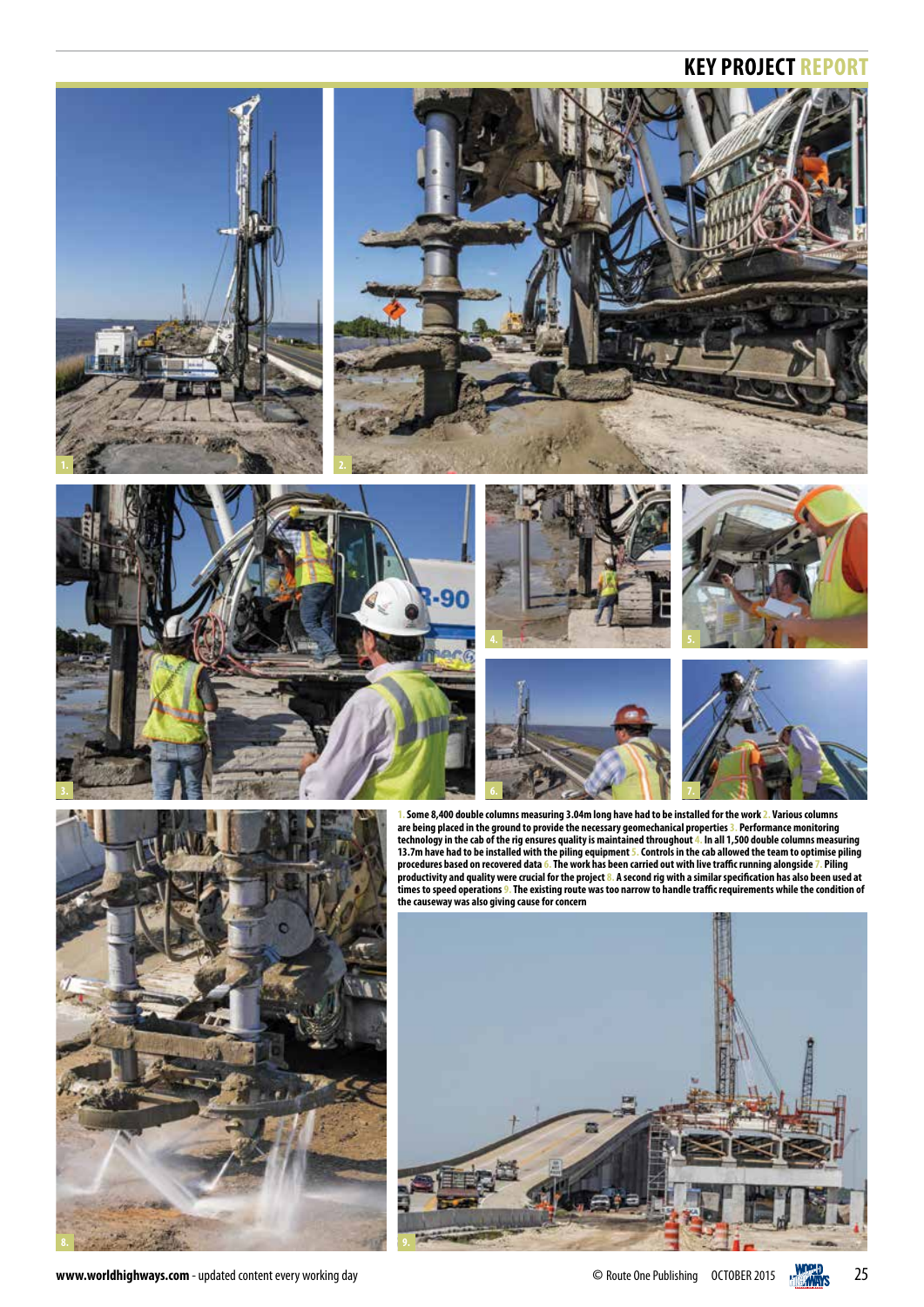1. Some 8,400 double columns measuring 3.04m long have had to be installed for the work 2. Various columns are being placed in the ground to provide the necessary geomechanical properties 3. Performance monitoring technology in the cab of the rig ensures quality is maintained throughout 4. In all 1,500 double columns measuring 13.7m have had to be installed with the piling equipment 5. Controls in the cab allowed the team to optimise piling procedures based on recovered data 6. The work has been carried out with live traffic running alongside 7. Piling productivity and quality were crucial for the project 8. A second rig with a similar specification has also been used at times to speed operations 9. The existing route was too narrow to handle traffic requirements while the condition of the causeway was also giving cause for concern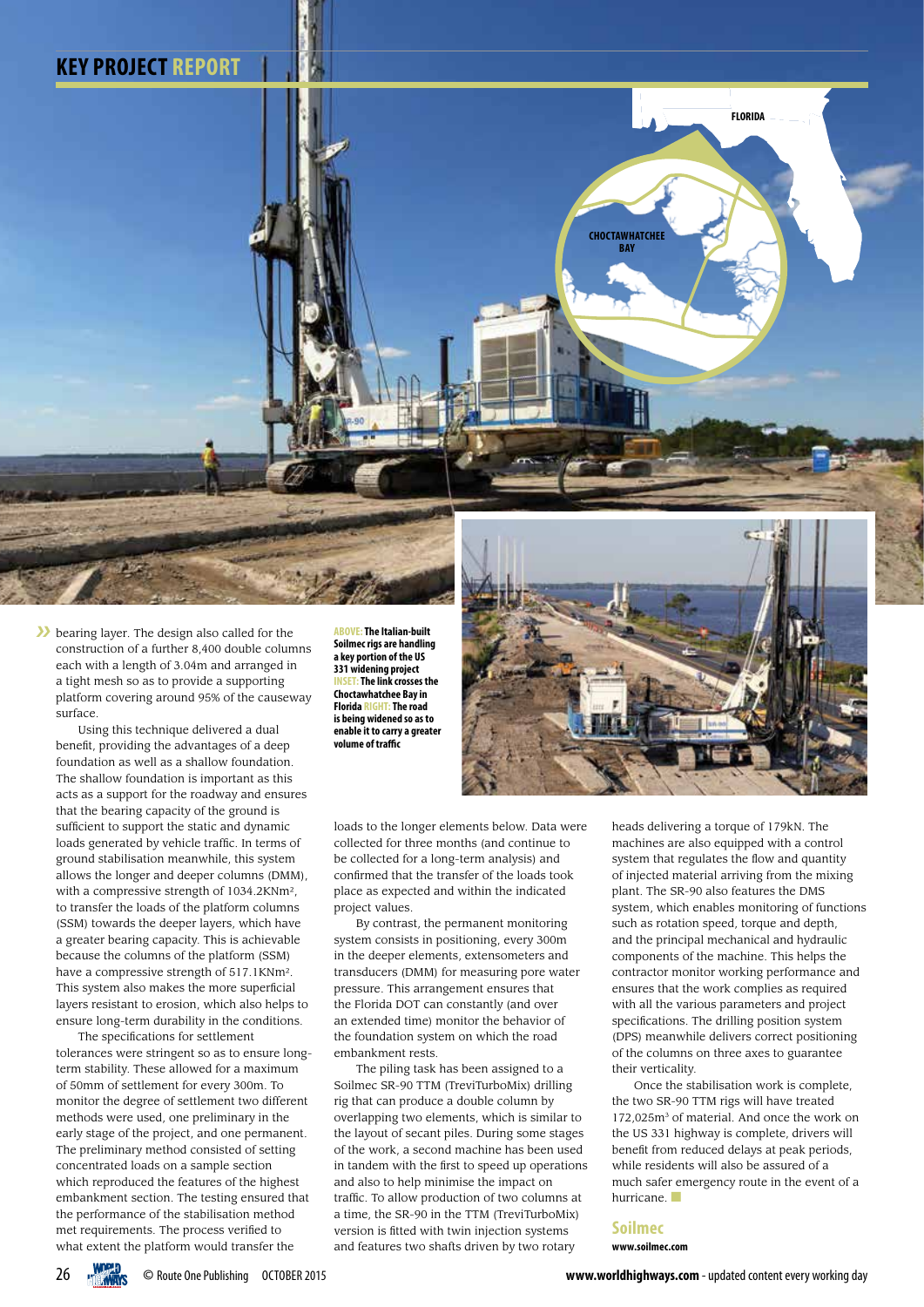bearing layer. The design also called for the construction of a further 8,400 double columns each with a length of 3.04m and arranged in a tight mesh so as to provide a supporting platform covering around 95% of the causeway surface.

Using this technique delivered a dual benefit, providing the advantages of a deep foundation as well as a shallow foundation. The shallow foundation is important as this acts as a support for the roadway and ensures that the bearing capacity of the ground is sufficient to support the static and dynamic loads generated by vehicle traffic. In terms of ground stabilisation meanwhile, this system allows the longer and deeper columns (DMM), with a compressive strength of 1034.2KNm², to transfer the loads of the platform columns (SSM) towards the deeper layers, which have a greater bearing capacity. This is achievable because the columns of the platform (SSM) have a compressive strength of 517.1KNm². This system also makes the more superficial layers resistant to erosion, which also helps to ensure long-term durability in the conditions.

The specifications for settlement tolerances were stringent so as to ensure long-term stability. These allowed for a maximum of 50mm of settlement for every 300m. To monitor the degree of settlement two different methods were used, one preliminary in the early stage of the project, and one permanent. The preliminary method consisted of setting concentrated loads on a sample section which reproduced the features of the highest embankment section. The testing ensured that the performance of the stabilisation method met requirements. The process verified to what extent the platform would transfer the loads to the longer elements below. Data were collected for three months (and continue to be collected for a long-term analysis) and confirmed that the transfer of the loads took place as expected and within the indicated project values.

By contrast, the permanent monitoring system consists in positioning, every 300m in the deeper elements, extensometers and transducers (DMM) for measuring pore water pressure. This arrangement ensures that the Florida DOT can constantly (and over an extended time) monitor the behavior of the foundation system on which the road embankment rests.

The piling task has been assigned to a Soilmec SR-90 TTM (TreviTurboMix) drilling rig that can produce a double column by overlapping two elements, which is similar to the layout of secant piles. During some stages of the work, a second machine has been used in tandem with the first to speed up operations and also to help minimise the impact on traffic. To allow production of two columns at a time, the SR-90 in the TTM (TreviTurboMix) version is fitted with twin injection systems and features two shafts driven by two rotary heads delivering a torque of 179kN. The machines are also equipped with a control system that regulates the flow and quantity of injected material arriving from the mixing plant. The SR-90 also features the DMS system, which enables monitoring of functions such as rotation speed, torque and depth, and the principal mechanical and hydraulic components of the machine. This helps the contractor monitor working performance and ensures that the work complies as required with all the various parameters and project specifications. The drilling position system (DPS) meanwhile delivers correct positioning of the columns on three axes to guarantee their verticality.

Once the stabilisation work is complete, the two SR-90 TTM rigs will have treated 172,025m³ of material. And once the work on the US 331 highway is complete, drivers will benefit from reduced delays at peak periods, while residents will also be assured of a much safer emergency route in the event of a hurricane.

**ABOVE:** The Italian-built Soilmec rigs are handling a key portion of the US 331 widening project **INSET:** The link crosses the Choctawhatchee Bay in Florida **RIGHT:** The road is being widened so as to enable it to carry a greater volume of traffic

FLORIDA

CHOCTAWHATCHEE BAY

**Soilmec**

www.soilmec.com